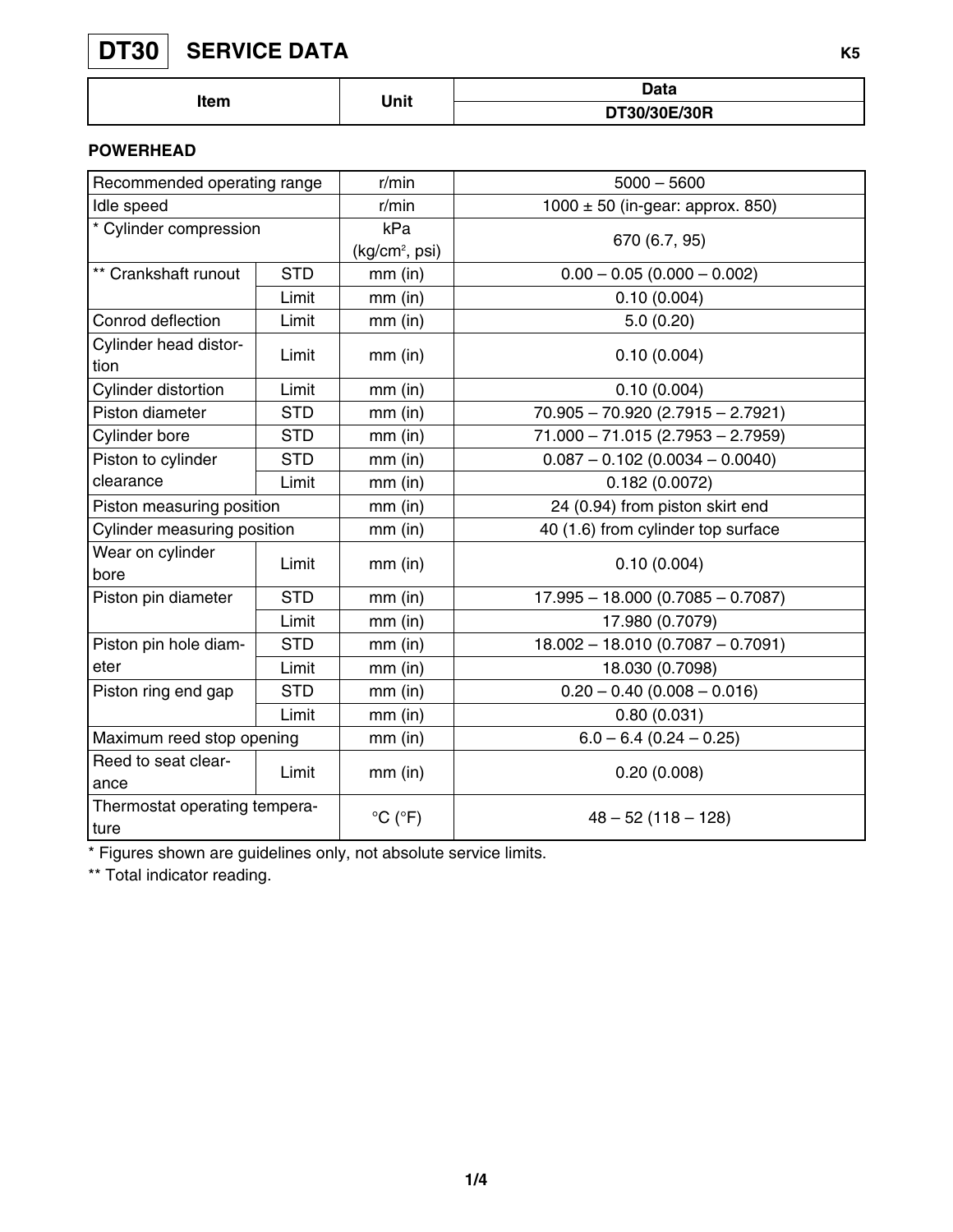# DT30 SERVICE DATA

K5

| Item | | Unit | Data |
|---|---|---|---|
| | | | DT30/30E/30R |

**POWERHEAD**

| Item | | Unit | DT30/30E/30R |
|---|---|---|---|
| Recommended operating range | | r/min | 5000 – 5600 |
| Idle speed | | r/min | 1000 ± 50 (in-gear: approx. 850) |
| * Cylinder compression | | kPa ($kg/cm^2$, psi) | 670 (6.7, 95) |
| ** Crankshaft runout | STD | mm (in) | 0.00 – 0.05 (0.000 – 0.002) |
| | Limit | mm (in) | 0.10 (0.004) |
| Conrod deflection | Limit | mm (in) | 5.0 (0.20) |
| Cylinder head distortion | Limit | mm (in) | 0.10 (0.004) |
| Cylinder distortion | Limit | mm (in) | 0.10 (0.004) |
| Piston diameter | STD | mm (in) | 70.905 – 70.920 (2.7915 – 2.7921) |
| Cylinder bore | STD | mm (in) | 71.000 – 71.015 (2.7953 – 2.7959) |
| Piston to cylinder clearance | STD | mm (in) | 0.087 – 0.102 (0.0034 – 0.0040) |
| | Limit | mm (in) | 0.182 (0.0072) |
| Piston measuring position | | mm (in) | 24 (0.94) from piston skirt end |
| Cylinder measuring position | | mm (in) | 40 (1.6) from cylinder top surface |
| Wear on cylinder bore | Limit | mm (in) | 0.10 (0.004) |
| Piston pin diameter | STD | mm (in) | 17.995 – 18.000 (0.7085 – 0.7087) |
| | Limit | mm (in) | 17.980 (0.7079) |
| Piston pin hole diameter | STD | mm (in) | 18.002 – 18.010 (0.7087 – 0.7091) |
| | Limit | mm (in) | 18.030 (0.7098) |
| Piston ring end gap | STD | mm (in) | 0.20 – 0.40 (0.008 – 0.016) |
| | Limit | mm (in) | 0.80 (0.031) |
| Maximum reed stop opening | | mm (in) | 6.0 – 6.4 (0.24 – 0.25) |
| Reed to seat clearance | Limit | mm (in) | 0.20 (0.008) |
| Thermostat operating temperature | | °C (°F) | 48 – 52 (118 – 128) |

* Figures shown are guidelines only, not absolute service limits.

** Total indicator reading.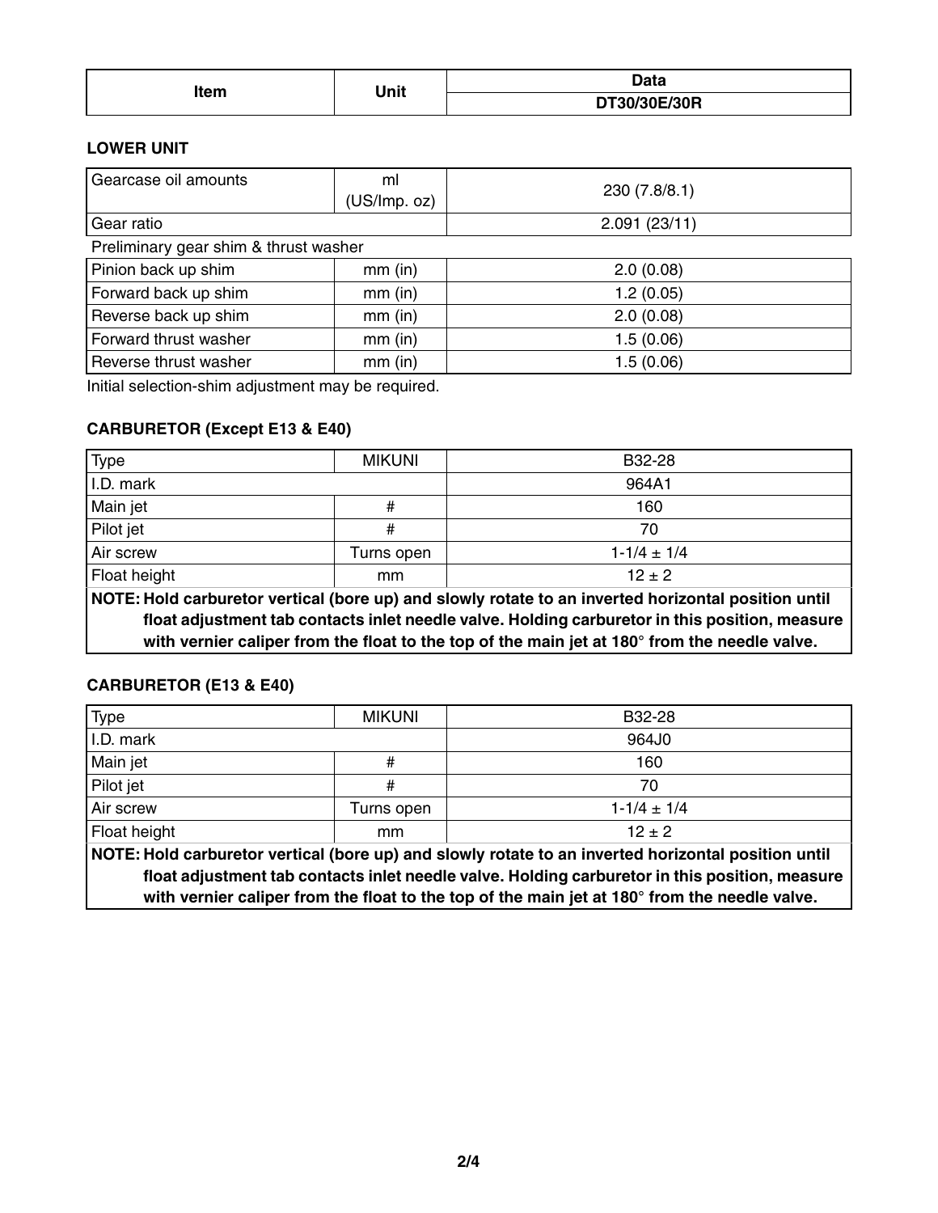| Item | Unit | Data |
| --- | --- | --- |
| | | DT30/30E/30R |

**LOWER UNIT**

| Item | Unit | DT30/30E/30R |
| --- | --- | --- |
| Gearcase oil amounts | ml (US/Imp. oz) | 230 (7.8/8.1) |
| Gear ratio | | 2.091 (23/11) |
| Preliminary gear shim & thrust washer | | |
| Pinion back up shim | mm (in) | 2.0 (0.08) |
| Forward back up shim | mm (in) | 1.2 (0.05) |
| Reverse back up shim | mm (in) | 2.0 (0.08) |
| Forward thrust washer | mm (in) | 1.5 (0.06) |
| Reverse thrust washer | mm (in) | 1.5 (0.06) |

Initial selection-shim adjustment may be required.

**CARBURETOR (Except E13 & E40)**

| Item | Unit | DT30/30E/30R |
| --- | --- | --- |
| Type | MIKUNI | B32-28 |
| I.D. mark | | 964A1 |
| Main jet | # | 160 |
| Pilot jet | # | 70 |
| Air screw | Turns open | 1-1/4 ± 1/4 |
| Float height | mm | 12 ± 2 |

**NOTE: Hold carburetor vertical (bore up) and slowly rotate to an inverted horizontal position until float adjustment tab contacts inlet needle valve. Holding carburetor in this position, measure with vernier caliper from the float to the top of the main jet at 180° from the needle valve.**

**CARBURETOR (E13 & E40)**

| Item | Unit | DT30/30E/30R |
| --- | --- | --- |
| Type | MIKUNI | B32-28 |
| I.D. mark | | 964J0 |
| Main jet | # | 160 |
| Pilot jet | # | 70 |
| Air screw | Turns open | 1-1/4 ± 1/4 |
| Float height | mm | 12 ± 2 |

**NOTE: Hold carburetor vertical (bore up) and slowly rotate to an inverted horizontal position until float adjustment tab contacts inlet needle valve. Holding carburetor in this position, measure with vernier caliper from the float to the top of the main jet at 180° from the needle valve.**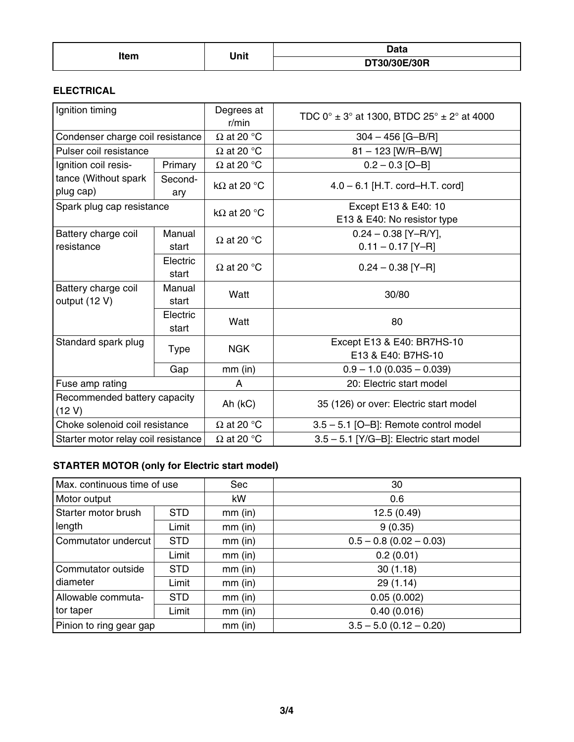| Item | | Unit | Data |
|---|---|---|---|
| | | | DT30/30E/30R |

**ELECTRICAL**

| Item | | Unit | DT30/30E/30R |
|---|---|---|---|
| Ignition timing | | Degrees at r/min | TDC 0° ± 3° at 1300, BTDC 25° ± 2° at 4000 |
| Condenser charge coil resistance | | Ω at 20 °C | 304 – 456 [G–B/R] |
| Pulser coil resistance | | Ω at 20 °C | 81 – 123 [W/R–B/W] |
| Ignition coil resistance (Without spark plug cap) | Primary | Ω at 20 °C | 0.2 – 0.3 [O–B] |
| | Secondary | kΩ at 20 °C | 4.0 – 6.1 [H.T. cord–H.T. cord] |
| Spark plug cap resistance | | kΩ at 20 °C | Except E13 & E40: 10<br>E13 & E40: No resistor type |
| Battery charge coil resistance | Manual start | Ω at 20 °C | 0.24 – 0.38 [Y–R/Y],<br>0.11 – 0.17 [Y–R] |
| | Electric start | Ω at 20 °C | 0.24 – 0.38 [Y–R] |
| Battery charge coil output (12 V) | Manual start | Watt | 30/80 |
| | Electric start | Watt | 80 |
| Standard spark plug | Type | NGK | Except E13 & E40: BR7HS-10<br>E13 & E40: B7HS-10 |
| | Gap | mm (in) | 0.9 – 1.0 (0.035 – 0.039) |
| Fuse amp rating | | A | 20: Electric start model |
| Recommended battery capacity (12 V) | | Ah (kC) | 35 (126) or over: Electric start model |
| Choke solenoid coil resistance | | Ω at 20 °C | 3.5 – 5.1 [O–B]: Remote control model |
| Starter motor relay coil resistance | | Ω at 20 °C | 3.5 – 5.1 [Y/G–B]: Electric start model |

**STARTER MOTOR (only for Electric start model)**

| Item | | Unit | DT30/30E/30R |
|---|---|---|---|
| Max. continuous time of use | | Sec | 30 |
| Motor output | | kW | 0.6 |
| Starter motor brush length | STD | mm (in) | 12.5 (0.49) |
| | Limit | mm (in) | 9 (0.35) |
| Commutator undercut | STD | mm (in) | 0.5 – 0.8 (0.02 – 0.03) |
| | Limit | mm (in) | 0.2 (0.01) |
| Commutator outside diameter | STD | mm (in) | 30 (1.18) |
| | Limit | mm (in) | 29 (1.14) |
| Allowable commutator taper | STD | mm (in) | 0.05 (0.002) |
| | Limit | mm (in) | 0.40 (0.016) |
| Pinion to ring gear gap | | mm (in) | 3.5 – 5.0 (0.12 – 0.20) |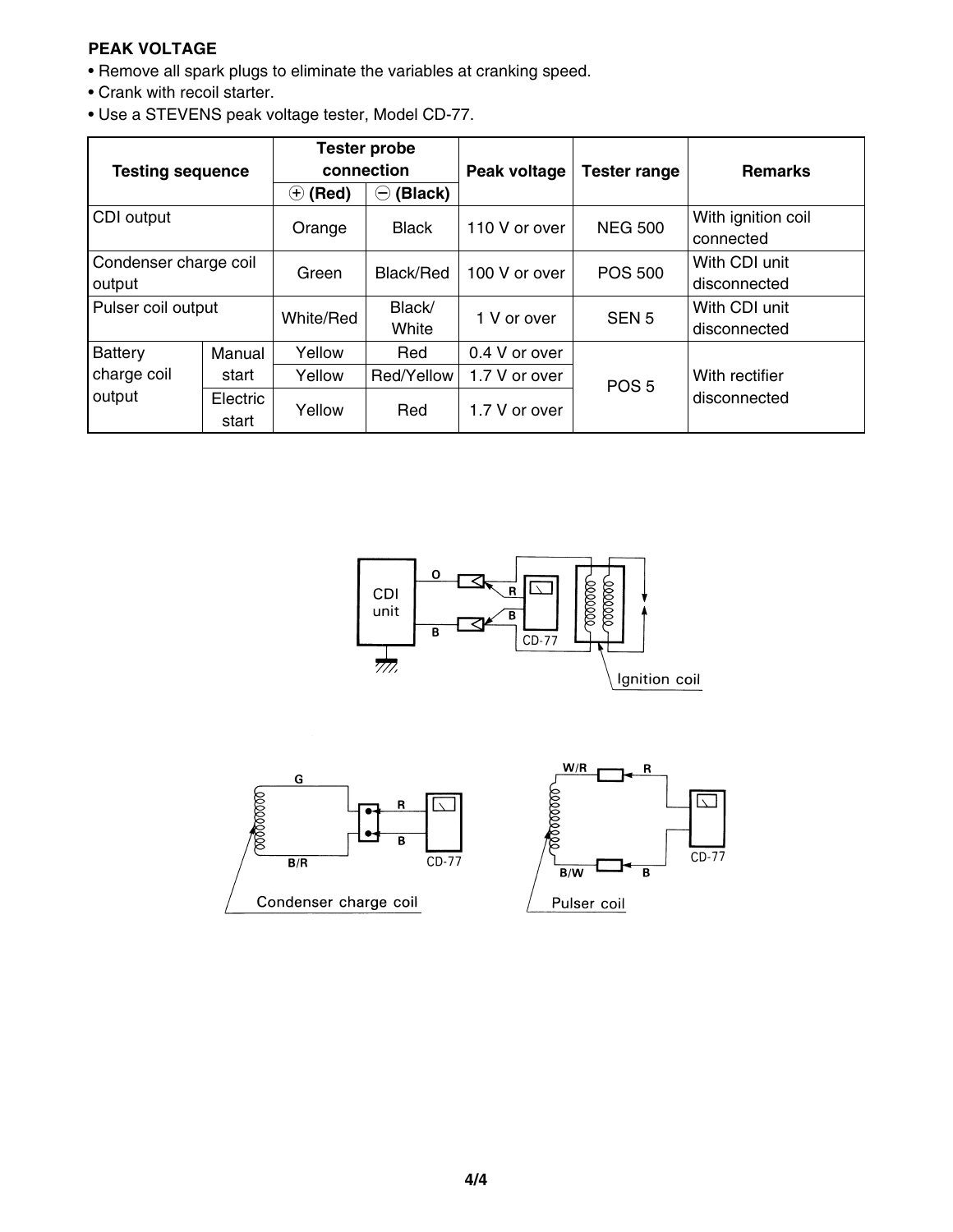**PEAK VOLTAGE**

- Remove all spark plugs to eliminate the variables at cranking speed.
- Crank with recoil starter.
- Use a STEVENS peak voltage tester, Model CD-77.

| Testing sequence | | Tester probe connection | | Peak voltage | Tester range | Remarks |
|---|---|---|---|---|---|---|
| | | ⊕ (Red) | ⊖ (Black) | | | |
| CDI output | | Orange | Black | 110 V or over | NEG 500 | With ignition coil connected |
| Condenser charge coil output | | Green | Black/Red | 100 V or over | POS 500 | With CDI unit disconnected |
| Pulser coil output | | White/Red | Black/White | 1 V or over | SEN 5 | With CDI unit disconnected |
| Battery charge coil output | Manual start | Yellow | Red | 0.4 V or over | POS 5 | With rectifier disconnected |
| | | Yellow | Red/Yellow | 1.7 V or over | | |
| | Electric start | Yellow | Red | 1.7 V or over | | |

CDI unit
O
B
R
B
CD-77
Ignition coil

G
B/R
R
B
CD-77
Condenser charge coil

W/R
R
B/W
B
CD-77
Pulser coil